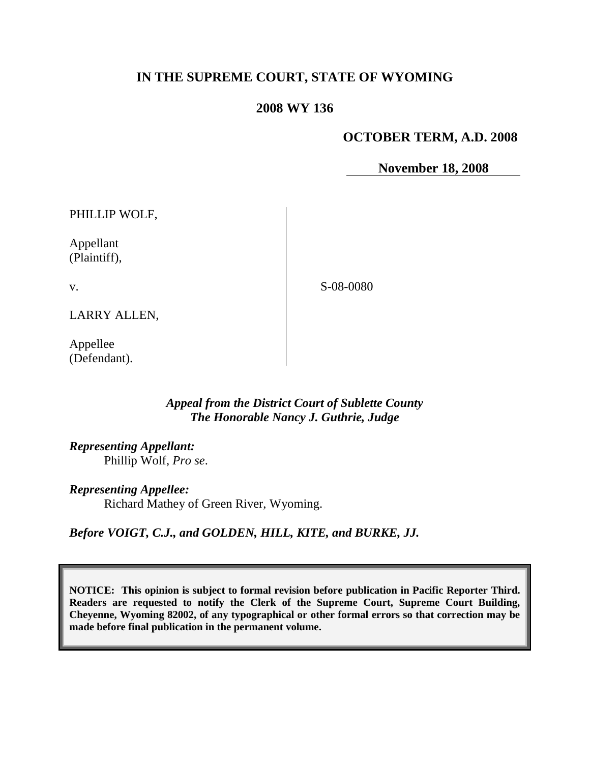# IN THE SUPREME COURT, STATE OF WYOMING

## 2008 WY 136

**OCTOBER TERM, A.D. 2008**

**November 18, 2008**

| | |
|---|---|
| PHILLIP WOLF,<br><br>Appellant<br>(Plaintiff),<br><br>v.<br><br>LARRY ALLEN,<br><br>Appellee<br>(Defendant). | S-08-0080 |

*Appeal from the District Court of Sublette County*
*The Honorable Nancy J. Guthrie, Judge*

***Representing Appellant:***
Phillip Wolf, *Pro se*.

***Representing Appellee:***
Richard Mathey of Green River, Wyoming.

***Before VOIGT, C.J., and GOLDEN, HILL, KITE, and BURKE, JJ.***

**NOTICE: This opinion is subject to formal revision before publication in Pacific Reporter Third. Readers are requested to notify the Clerk of the Supreme Court, Supreme Court Building, Cheyenne, Wyoming 82002, of any typographical or other formal errors so that correction may be made before final publication in the permanent volume.**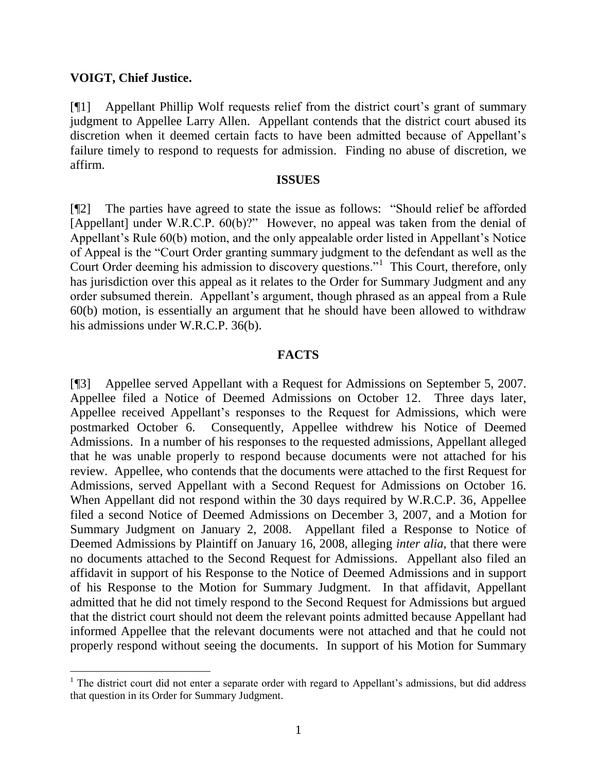**VOIGT, Chief Justice.**

[¶1] Appellant Phillip Wolf requests relief from the district court's grant of summary judgment to Appellee Larry Allen. Appellant contends that the district court abused its discretion when it deemed certain facts to have been admitted because of Appellant's failure timely to respond to requests for admission. Finding no abuse of discretion, we affirm.

## ISSUES

[¶2] The parties have agreed to state the issue as follows: "Should relief be afforded [Appellant] under W.R.C.P. 60(b)?" However, no appeal was taken from the denial of Appellant's Rule 60(b) motion, and the only appealable order listed in Appellant's Notice of Appeal is the "Court Order granting summary judgment to the defendant as well as the Court Order deeming his admission to discovery questions."[1] This Court, therefore, only has jurisdiction over this appeal as it relates to the Order for Summary Judgment and any order subsumed therein. Appellant's argument, though phrased as an appeal from a Rule 60(b) motion, is essentially an argument that he should have been allowed to withdraw his admissions under W.R.C.P. 36(b).

## FACTS

[¶3] Appellee served Appellant with a Request for Admissions on September 5, 2007. Appellee filed a Notice of Deemed Admissions on October 12. Three days later, Appellee received Appellant's responses to the Request for Admissions, which were postmarked October 6. Consequently, Appellee withdrew his Notice of Deemed Admissions. In a number of his responses to the requested admissions, Appellant alleged that he was unable properly to respond because documents were not attached for his review. Appellee, who contends that the documents were attached to the first Request for Admissions, served Appellant with a Second Request for Admissions on October 16. When Appellant did not respond within the 30 days required by W.R.C.P. 36, Appellee filed a second Notice of Deemed Admissions on December 3, 2007, and a Motion for Summary Judgment on January 2, 2008. Appellant filed a Response to Notice of Deemed Admissions by Plaintiff on January 16, 2008, alleging *inter alia*, that there were no documents attached to the Second Request for Admissions. Appellant also filed an affidavit in support of his Response to the Notice of Deemed Admissions and in support of his Response to the Motion for Summary Judgment. In that affidavit, Appellant admitted that he did not timely respond to the Second Request for Admissions but argued that the district court should not deem the relevant points admitted because Appellant had informed Appellee that the relevant documents were not attached and that he could not properly respond without seeing the documents. In support of his Motion for Summary

[1] The district court did not enter a separate order with regard to Appellant's admissions, but did address that question in its Order for Summary Judgment.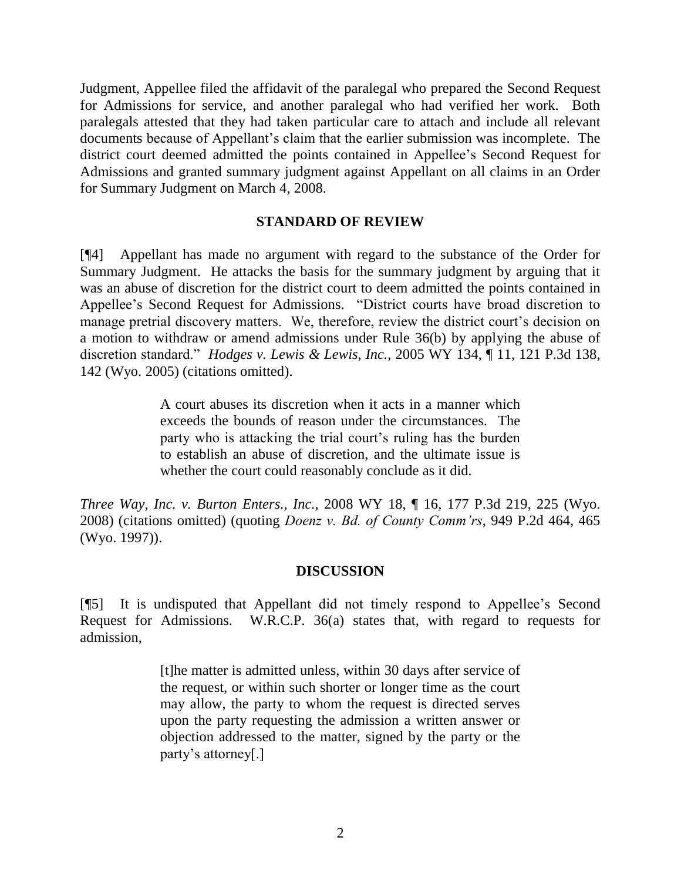Judgment, Appellee filed the affidavit of the paralegal who prepared the Second Request for Admissions for service, and another paralegal who had verified her work. Both paralegals attested that they had taken particular care to attach and include all relevant documents because of Appellant's claim that the earlier submission was incomplete. The district court deemed admitted the points contained in Appellee's Second Request for Admissions and granted summary judgment against Appellant on all claims in an Order for Summary Judgment on March 4, 2008.

## STANDARD OF REVIEW

[¶4] Appellant has made no argument with regard to the substance of the Order for Summary Judgment. He attacks the basis for the summary judgment by arguing that it was an abuse of discretion for the district court to deem admitted the points contained in Appellee's Second Request for Admissions. "District courts have broad discretion to manage pretrial discovery matters. We, therefore, review the district court's decision on a motion to withdraw or amend admissions under Rule 36(b) by applying the abuse of discretion standard." *Hodges v. Lewis & Lewis, Inc.*, 2005 WY 134, ¶ 11, 121 P.3d 138, 142 (Wyo. 2005) (citations omitted).

> A court abuses its discretion when it acts in a manner which exceeds the bounds of reason under the circumstances. The party who is attacking the trial court's ruling has the burden to establish an abuse of discretion, and the ultimate issue is whether the court could reasonably conclude as it did.

*Three Way, Inc. v. Burton Enters., Inc.*, 2008 WY 18, ¶ 16, 177 P.3d 219, 225 (Wyo. 2008) (citations omitted) (quoting *Doenz v. Bd. of County Comm'rs*, 949 P.2d 464, 465 (Wyo. 1997)).

## DISCUSSION

[¶5] It is undisputed that Appellant did not timely respond to Appellee's Second Request for Admissions. W.R.C.P. 36(a) states that, with regard to requests for admission,

> [t]he matter is admitted unless, within 30 days after service of the request, or within such shorter or longer time as the court may allow, the party to whom the request is directed serves upon the party requesting the admission a written answer or objection addressed to the matter, signed by the party or the party's attorney[.]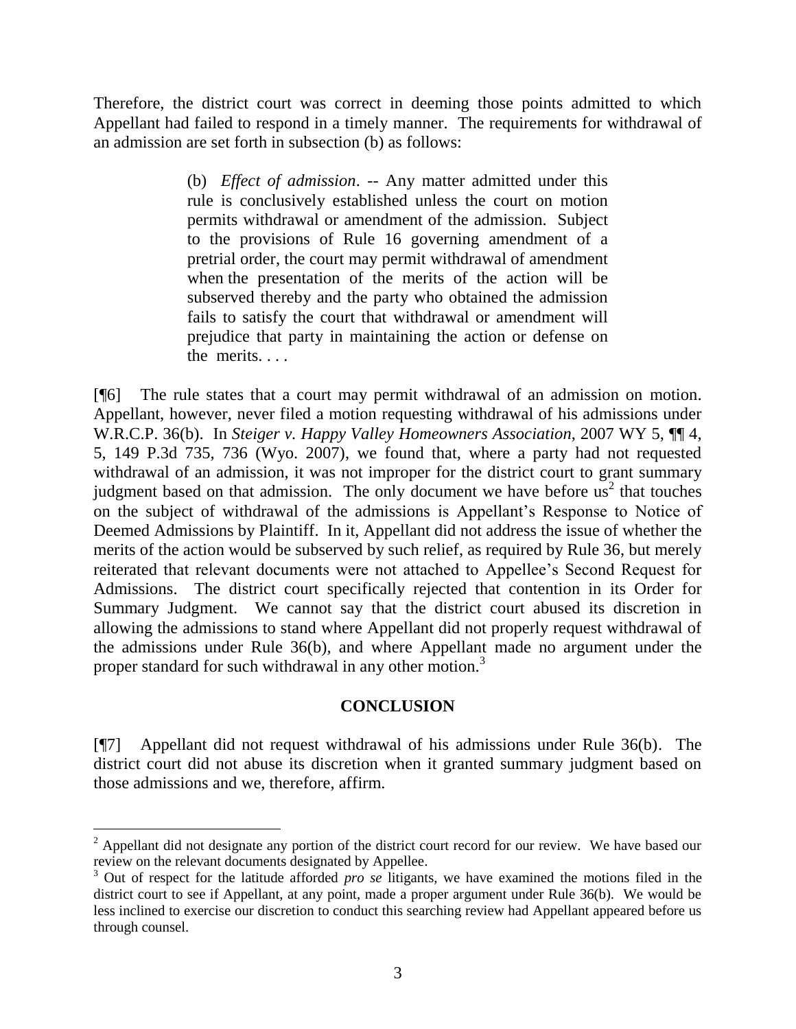Therefore, the district court was correct in deeming those points admitted to which Appellant had failed to respond in a timely manner. The requirements for withdrawal of an admission are set forth in subsection (b) as follows:

> (b) *Effect of admission*. -- Any matter admitted under this rule is conclusively established unless the court on motion permits withdrawal or amendment of the admission. Subject to the provisions of Rule 16 governing amendment of a pretrial order, the court may permit withdrawal of amendment when the presentation of the merits of the action will be subserved thereby and the party who obtained the admission fails to satisfy the court that withdrawal or amendment will prejudice that party in maintaining the action or defense on the merits. . . .

[¶6] The rule states that a court may permit withdrawal of an admission on motion. Appellant, however, never filed a motion requesting withdrawal of his admissions under W.R.C.P. 36(b). In *Steiger v. Happy Valley Homeowners Association*, 2007 WY 5, ¶¶ 4, 5, 149 P.3d 735, 736 (Wyo. 2007), we found that, where a party had not requested withdrawal of an admission, it was not improper for the district court to grant summary judgment based on that admission. The only document we have before us[2] that touches on the subject of withdrawal of the admissions is Appellant's Response to Notice of Deemed Admissions by Plaintiff. In it, Appellant did not address the issue of whether the merits of the action would be subserved by such relief, as required by Rule 36, but merely reiterated that relevant documents were not attached to Appellee's Second Request for Admissions. The district court specifically rejected that contention in its Order for Summary Judgment. We cannot say that the district court abused its discretion in allowing the admissions to stand where Appellant did not properly request withdrawal of the admissions under Rule 36(b), and where Appellant made no argument under the proper standard for such withdrawal in any other motion.[3]

## CONCLUSION

[¶7] Appellant did not request withdrawal of his admissions under Rule 36(b). The district court did not abuse its discretion when it granted summary judgment based on those admissions and we, therefore, affirm.

---

[2] Appellant did not designate any portion of the district court record for our review. We have based our review on the relevant documents designated by Appellee.

[3] Out of respect for the latitude afforded *pro se* litigants, we have examined the motions filed in the district court to see if Appellant, at any point, made a proper argument under Rule 36(b). We would be less inclined to exercise our discretion to conduct this searching review had Appellant appeared before us through counsel.